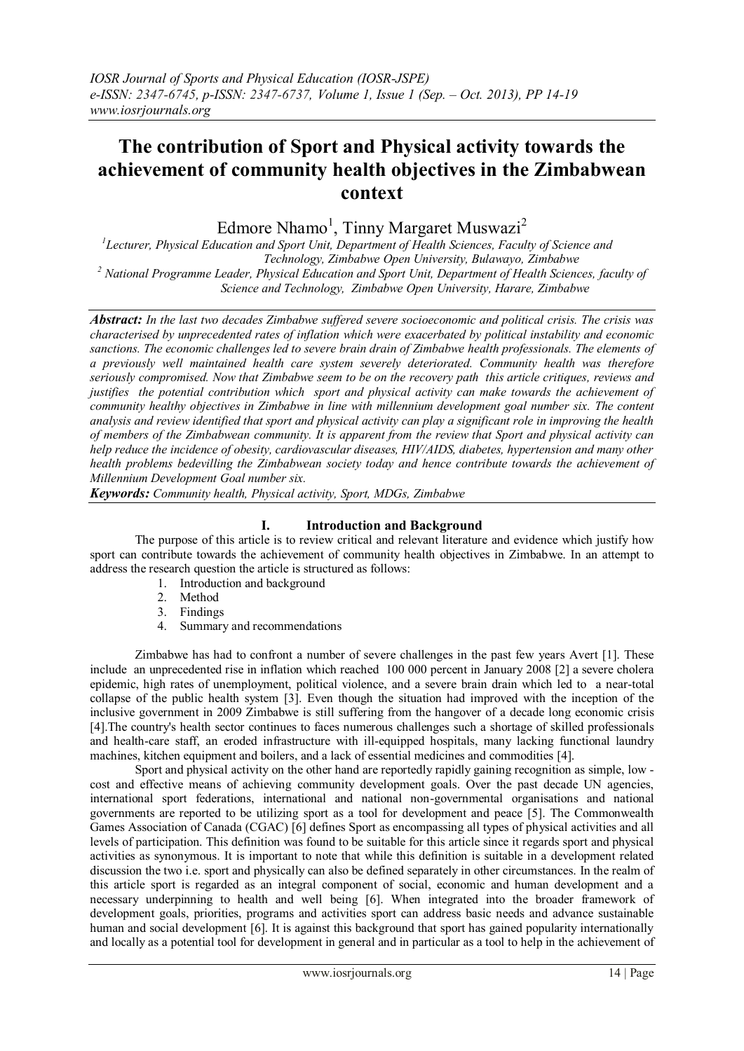# The contribution of Sport and Physical activity towards the achievement of community health objectives in the Zimbabwean context

Edmore Nhamo[1], Tinny Margaret Muswazi[2]

[1]Lecturer, Physical Education and Sport Unit, Department of Health Sciences, Faculty of Science and Technology, Zimbabwe Open University, Bulawayo, Zimbabwe

[2] National Programme Leader, Physical Education and Sport Unit, Department of Health Sciences, faculty of Science and Technology, Zimbabwe Open University, Harare, Zimbabwe

***Abstract:*** *In the last two decades Zimbabwe suffered severe socioeconomic and political crisis. The crisis was characterised by unprecedented rates of inflation which were exacerbated by political instability and economic sanctions. The economic challenges led to severe brain drain of Zimbabwe health professionals. The elements of a previously well maintained health care system severely deteriorated. Community health was therefore seriously compromised. Now that Zimbabwe seem to be on the recovery path this article critiques, reviews and justifies the potential contribution which sport and physical activity can make towards the achievement of community healthy objectives in Zimbabwe in line with millennium development goal number six. The content analysis and review identified that sport and physical activity can play a significant role in improving the health of members of the Zimbabwean community. It is apparent from the review that Sport and physical activity can help reduce the incidence of obesity, cardiovascular diseases, HIV/AIDS, diabetes, hypertension and many other health problems bedevilling the Zimbabwean society today and hence contribute towards the achievement of Millennium Development Goal number six.*

***Keywords:*** *Community health, Physical activity, Sport, MDGs, Zimbabwe*

## I. Introduction and Background

The purpose of this article is to review critical and relevant literature and evidence which justify how sport can contribute towards the achievement of community health objectives in Zimbabwe. In an attempt to address the research question the article is structured as follows:

1. Introduction and background
2. Method
3. Findings
4. Summary and recommendations

Zimbabwe has had to confront a number of severe challenges in the past few years Avert [1]. These include an unprecedented rise in inflation which reached 100 000 percent in January 2008 [2] a severe cholera epidemic, high rates of unemployment, political violence, and a severe brain drain which led to a near-total collapse of the public health system [3]. Even though the situation had improved with the inception of the inclusive government in 2009 Zimbabwe is still suffering from the hangover of a decade long economic crisis [4].The country's health sector continues to faces numerous challenges such a shortage of skilled professionals and health-care staff, an eroded infrastructure with ill-equipped hospitals, many lacking functional laundry machines, kitchen equipment and boilers, and a lack of essential medicines and commodities [4].

Sport and physical activity on the other hand are reportedly rapidly gaining recognition as simple, low - cost and effective means of achieving community development goals. Over the past decade UN agencies, international sport federations, international and national non-governmental organisations and national governments are reported to be utilizing sport as a tool for development and peace [5]. The Commonwealth Games Association of Canada (CGAC) [6] defines Sport as encompassing all types of physical activities and all levels of participation. This definition was found to be suitable for this article since it regards sport and physical activities as synonymous. It is important to note that while this definition is suitable in a development related discussion the two i.e. sport and physically can also be defined separately in other circumstances. In the realm of this article sport is regarded as an integral component of social, economic and human development and a necessary underpinning to health and well being [6]. When integrated into the broader framework of development goals, priorities, programs and activities sport can address basic needs and advance sustainable human and social development [6]. It is against this background that sport has gained popularity internationally and locally as a potential tool for development in general and in particular as a tool to help in the achievement of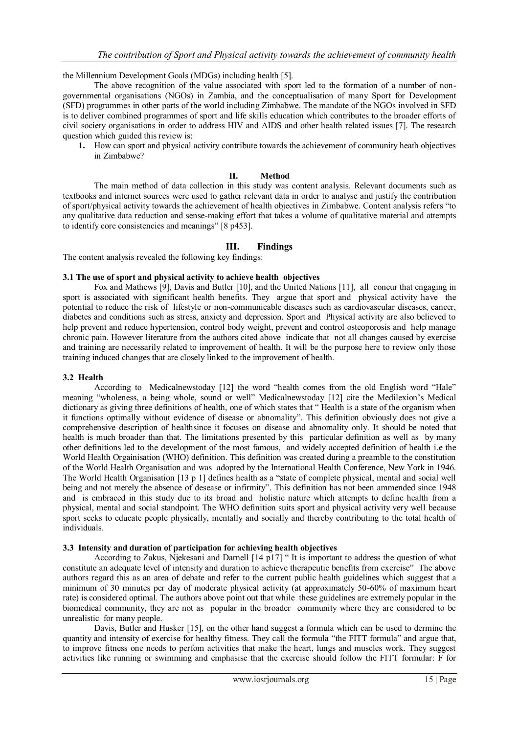the Millennium Development Goals (MDGs) including health [5].

The above recognition of the value associated with sport led to the formation of a number of non-governmental organisations (NGOs) in Zambia, and the conceptualisation of many Sport for Development (SFD) programmes in other parts of the world including Zimbabwe. The mandate of the NGOs involved in SFD is to deliver combined programmes of sport and life skills education which contributes to the broader efforts of civil society organisations in order to address HIV and AIDS and other health related issues [7]. The research question which guided this review is:

1. How can sport and physical activity contribute towards the achievement of community heath objectives in Zimbabwe?

## II. Method

The main method of data collection in this study was content analysis. Relevant documents such as textbooks and internet sources were used to gather relevant data in order to analyse and justify the contribution of sport/physical activity towards the achievement of health objectives in Zimbabwe. Content analysis refers "to any qualitative data reduction and sense-making effort that takes a volume of qualitative material and attempts to identify core consistencies and meanings" [8 p453].

## III. Findings

The content analysis revealed the following key findings:

### 3.1 The use of sport and physical activity to achieve health objectives

Fox and Mathews [9], Davis and Butler [10], and the United Nations [11], all concur that engaging in sport is associated with significant health benefits. They argue that sport and physical activity have the potential to reduce the risk of lifestyle or non-communicable diseases such as cardiovascular diseases, cancer, diabetes and conditions such as stress, anxiety and depression. Sport and Physical activity are also believed to help prevent and reduce hypertension, control body weight, prevent and control osteoporosis and help manage chronic pain. However literature from the authors cited above indicate that not all changes caused by exercise and training are necessarily related to improvement of health. It will be the purpose here to review only those training induced changes that are closely linked to the improvement of health.

### 3.2 Health

According to Medicalnewstoday [12] the word "health comes from the old English word "Hale" meaning "wholeness, a being whole, sound or well" Medicalnewstoday [12] cite the Medilexion's Medical dictionary as giving three definitions of health, one of which states that " Health is a state of the organism when it functions optimally without evidence of disease or abnomality". This definition obviously does not give a comprehensive description of healthsince it focuses on disease and abnomality only. It should be noted that health is much broader than that. The limitations presented by this particular definition as well as by many other definitions led to the development of the most famous, and widely accepted definition of health i.e the World Health Orgainisation (WHO) definition. This definition was created during a preamble to the constitution of the World Health Organisation and was adopted by the International Health Conference, New York in 1946. The World Health Organisation [13 p 1] defines health as a "state of complete physical, mental and social well being and not merely the absence of desease or infirmity". This definition has not been ammended since 1948 and is embraced in this study due to its broad and holistic nature which attempts to define health from a physical, mental and social standpoint. The WHO definition suits sport and physical activity very well because sport seeks to educate people physically, mentally and socially and thereby contributing to the total health of individuals.

### 3.3 Intensity and duration of participation for achieving health objectives

According to Zakus, Njekesani and Darnell [14 p17] " It is important to address the question of what constitute an adequate level of intensity and duration to achieve therapeutic benefits from exercise" The above authors regard this as an area of debate and refer to the current public health guidelines which suggest that a minimum of 30 minutes per day of moderate physical activity (at approximately 50-60% of maximum heart rate) is considered optimal. The authors above point out that while these guidelines are extremely popular in the biomedical community, they are not as popular in the broader community where they are considered to be unrealistic for many people.

Davis, Butler and Husker [15], on the other hand suggest a formula which can be used to dermine the quantity and intensity of exercise for healthy fitness. They call the formula "the FITT formula" and argue that, to improve fitness one needs to perfom activities that make the heart, lungs and muscles work. They suggest activities like running or swimming and emphasise that the exercise should follow the FITT formular: F for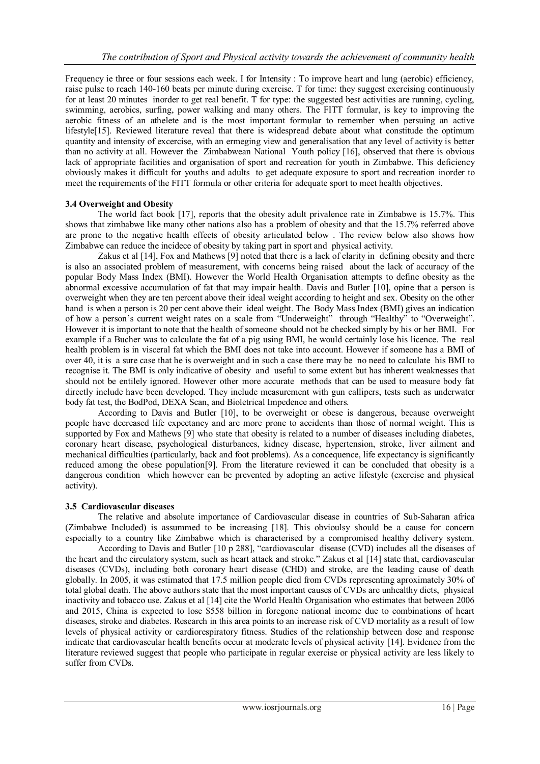Frequency ie three or four sessions each week. I for Intensity : To improve heart and lung (aerobic) efficiency, raise pulse to reach 140-160 beats per minute during exercise. T for time: they suggest exercising continuously for at least 20 minutes inorder to get real benefit. T for type: the suggested best activities are running, cycling, swimming, aerobics, surfing, power walking and many others. The FITT formular, is key to improving the aerobic fitness of an athelete and is the most important formular to remember when persuing an active lifestyle[15]. Reviewed literature reveal that there is widespread debate about what constitude the optimum quantity and intensity of excercise, with an ermeging view and generalisation that any level of activity is better than no activity at all. However the Zimbabwean National Youth policy [16], observed that there is obvious lack of appropriate facilities and organisation of sport and recreation for youth in Zimbabwe. This deficiency obviously makes it difficult for youths and adults to get adequate exposure to sport and recreation inorder to meet the requirements of the FITT formula or other criteria for adequate sport to meet health objectives.

### 3.4 Overweight and Obesity

The world fact book [17], reports that the obesity adult privalence rate in Zimbabwe is 15.7%. This shows that zimbabwe like many other nations also has a problem of obesity and that the 15.7% referred above are prone to the negative health effects of obesity articulated below . The review below also shows how Zimbabwe can reduce the incidece of obesity by taking part in sport and physical activity.

Zakus et al [14], Fox and Mathews [9] noted that there is a lack of clarity in defining obesity and there is also an associated problem of measurement, with concerns being raised about the lack of accuracy of the popular Body Mass Index (BMI). However the World Health Organisation attempts to define obesity as the abnormal excessive accumulation of fat that may impair health. Davis and Butler [10], opine that a person is overweight when they are ten percent above their ideal weight according to height and sex. Obesity on the other hand is when a person is 20 per cent above their ideal weight. The Body Mass Index (BMI) gives an indication of how a person's current weight rates on a scale from "Underweight" through "Healthy" to "Overweight". However it is important to note that the health of someone should not be checked simply by his or her BMI. For example if a Bucher was to calculate the fat of a pig using BMI, he would certainly lose his licence. The real health problem is in visceral fat which the BMI does not take into account. However if someone has a BMI of over 40, it is a sure case that he is overweight and in such a case there may be no need to calculate his BMI to recognise it. The BMI is only indicative of obesity and useful to some extent but has inherent weaknesses that should not be entilely ignored. However other more accurate methods that can be used to measure body fat directly include have been developed. They include measurement with gun callipers, tests such as underwater body fat test, the BodPod, DEXA Scan, and Bioletrical Impedence and others.

According to Davis and Butler [10], to be overweight or obese is dangerous, because overweight people have decreased life expectancy and are more prone to accidents than those of normal weight. This is supported by Fox and Mathews [9] who state that obesity is related to a number of diseases including diabetes, coronary heart disease, psychological disturbances, kidney disease, hypertension, stroke, liver ailment and mechanical difficulties (particularly, back and foot problems). As a concequence, life expectancy is significantly reduced among the obese population[9]. From the literature reviewed it can be concluded that obesity is a dangerous condition which however can be prevented by adopting an active lifestyle (exercise and physical activity).

### 3.5 Cardiovascular diseases

The relative and absolute importance of Cardiovascular disease in countries of Sub-Saharan africa (Zimbabwe Included) is assummed to be increasing [18]. This obvioulsy should be a cause for concern especially to a country like Zimbabwe which is characterised by a compromised healthy delivery system.

According to Davis and Butler [10 p 288], "cardiovascular disease (CVD) includes all the diseases of the heart and the circulatory system, such as heart attack and stroke." Zakus et al [14] state that, cardiovascular diseases (CVDs), including both coronary heart disease (CHD) and stroke, are the leading cause of death globally. In 2005, it was estimated that 17.5 million people died from CVDs representing aproximately 30% of total global death. The above authors state that the most important causes of CVDs are unhealthy diets, physical inactivity and tobacco use. Zakus et al [14] cite the World Health Organisation who estimates that between 2006 and 2015, China is expected to lose $558 billion in foregone national income due to combinations of heart diseases, stroke and diabetes. Research in this area points to an increase risk of CVD mortality as a result of low levels of physical activity or cardiorespiratory fitness. Studies of the relationship between dose and response indicate that cardiovascular health benefits occur at moderate levels of physical activity [14]. Evidence from the literature reviewed suggest that people who participate in regular exercise or physical activity are less likely to suffer from CVDs.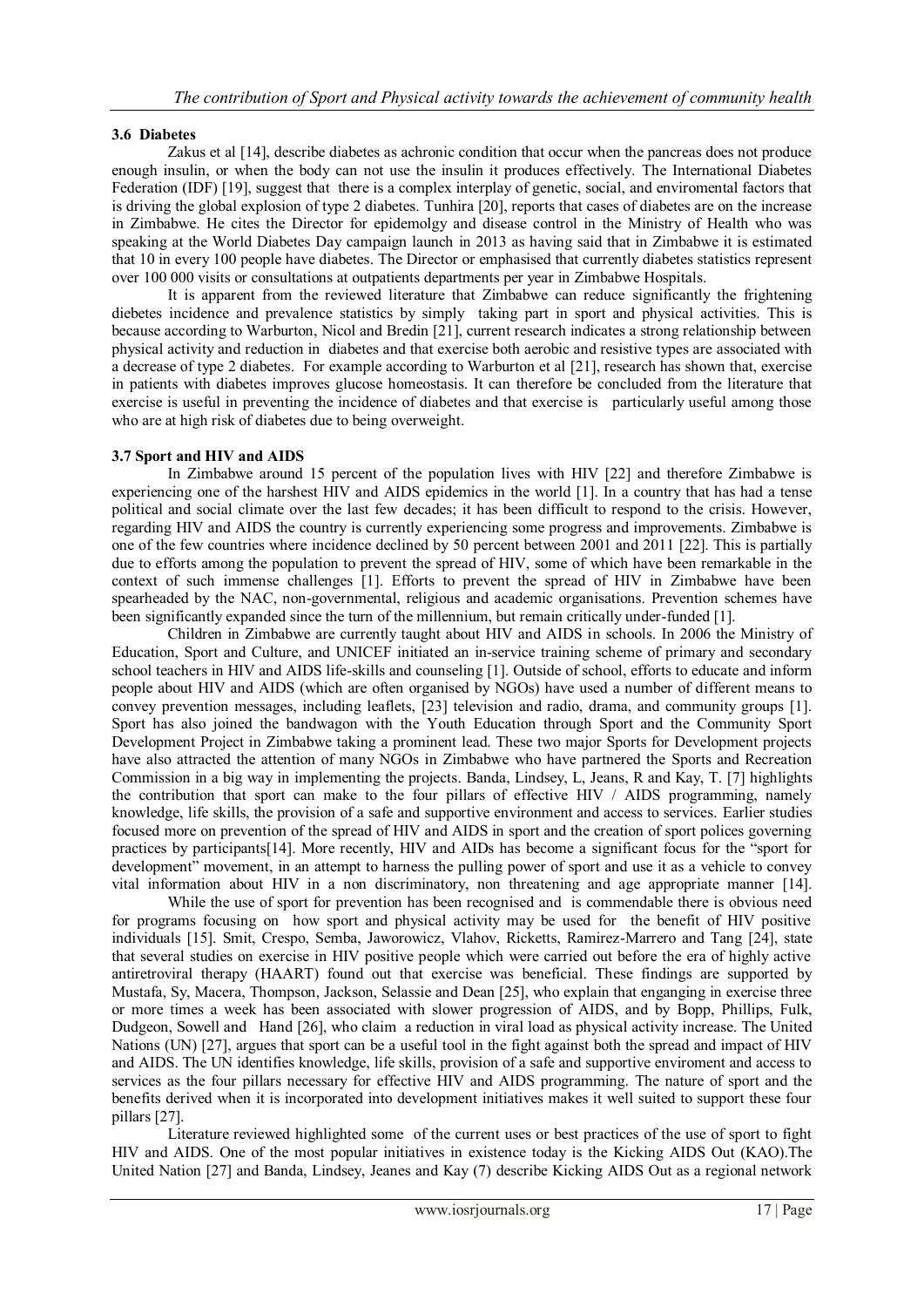### 3.6 Diabetes

Zakus et al [14], describe diabetes as achronic condition that occur when the pancreas does not produce enough insulin, or when the body can not use the insulin it produces effectively. The International Diabetes Federation (IDF) [19], suggest that there is a complex interplay of genetic, social, and enviromental factors that is driving the global explosion of type 2 diabetes. Tunhira [20], reports that cases of diabetes are on the increase in Zimbabwe. He cites the Director for epidemolgy and disease control in the Ministry of Health who was speaking at the World Diabetes Day campaign launch in 2013 as having said that in Zimbabwe it is estimated that 10 in every 100 people have diabetes. The Director or emphasised that currently diabetes statistics represent over 100 000 visits or consultations at outpatients departments per year in Zimbabwe Hospitals.

It is apparent from the reviewed literature that Zimbabwe can reduce significantly the frightening diebetes incidence and prevalence statistics by simply taking part in sport and physical activities. This is because according to Warburton, Nicol and Bredin [21], current research indicates a strong relationship between physical activity and reduction in diabetes and that exercise both aerobic and resistive types are associated with a decrease of type 2 diabetes. For example according to Warburton et al [21], research has shown that, exercise in patients with diabetes improves glucose homeostasis. It can therefore be concluded from the literature that exercise is useful in preventing the incidence of diabetes and that exercise is particularly useful among those who are at high risk of diabetes due to being overweight.

### 3.7 Sport and HIV and AIDS

In Zimbabwe around 15 percent of the population lives with HIV [22] and therefore Zimbabwe is experiencing one of the harshest HIV and AIDS epidemics in the world [1]. In a country that has had a tense political and social climate over the last few decades; it has been difficult to respond to the crisis. However, regarding HIV and AIDS the country is currently experiencing some progress and improvements. Zimbabwe is one of the few countries where incidence declined by 50 percent between 2001 and 2011 [22]. This is partially due to efforts among the population to prevent the spread of HIV, some of which have been remarkable in the context of such immense challenges [1]. Efforts to prevent the spread of HIV in Zimbabwe have been spearheaded by the NAC, non-governmental, religious and academic organisations. Prevention schemes have been significantly expanded since the turn of the millennium, but remain critically under-funded [1].

Children in Zimbabwe are currently taught about HIV and AIDS in schools. In 2006 the Ministry of Education, Sport and Culture, and UNICEF initiated an in-service training scheme of primary and secondary school teachers in HIV and AIDS life-skills and counseling [1]. Outside of school, efforts to educate and inform people about HIV and AIDS (which are often organised by NGOs) have used a number of different means to convey prevention messages, including leaflets, [23] television and radio, drama, and community groups [1]. Sport has also joined the bandwagon with the Youth Education through Sport and the Community Sport Development Project in Zimbabwe taking a prominent lead. These two major Sports for Development projects have also attracted the attention of many NGOs in Zimbabwe who have partnered the Sports and Recreation Commission in a big way in implementing the projects. Banda, Lindsey, L, Jeans, R and Kay, T. [7] highlights the contribution that sport can make to the four pillars of effective HIV / AIDS programming, namely knowledge, life skills, the provision of a safe and supportive environment and access to services. Earlier studies focused more on prevention of the spread of HIV and AIDS in sport and the creation of sport polices governing practices by participants[14]. More recently, HIV and AIDs has become a significant focus for the "sport for development" movement, in an attempt to harness the pulling power of sport and use it as a vehicle to convey vital information about HIV in a non discriminatory, non threatening and age appropriate manner [14].

While the use of sport for prevention has been recognised and is commendable there is obvious need for programs focusing on how sport and physical activity may be used for the benefit of HIV positive individuals [15]. Smit, Crespo, Semba, Jaworowicz, Vlahov, Ricketts, Ramirez-Marrero and Tang [24], state that several studies on exercise in HIV positive people which were carried out before the era of highly active antiretroviral therapy (HAART) found out that exercise was beneficial. These findings are supported by Mustafa, Sy, Macera, Thompson, Jackson, Selassie and Dean [25], who explain that enganging in exercise three or more times a week has been associated with slower progression of AIDS, and by Bopp, Phillips, Fulk, Dudgeon, Sowell and Hand [26], who claim a reduction in viral load as physical activity increase. The United Nations (UN) [27], argues that sport can be a useful tool in the fight against both the spread and impact of HIV and AIDS. The UN identifies knowledge, life skills, provision of a safe and supportive enviroment and access to services as the four pillars necessary for effective HIV and AIDS programming. The nature of sport and the benefits derived when it is incorporated into development initiatives makes it well suited to support these four pillars [27].

Literature reviewed highlighted some of the current uses or best practices of the use of sport to fight HIV and AIDS. One of the most popular initiatives in existence today is the Kicking AIDS Out (KAO).The United Nation [27] and Banda, Lindsey, Jeanes and Kay (7) describe Kicking AIDS Out as a regional network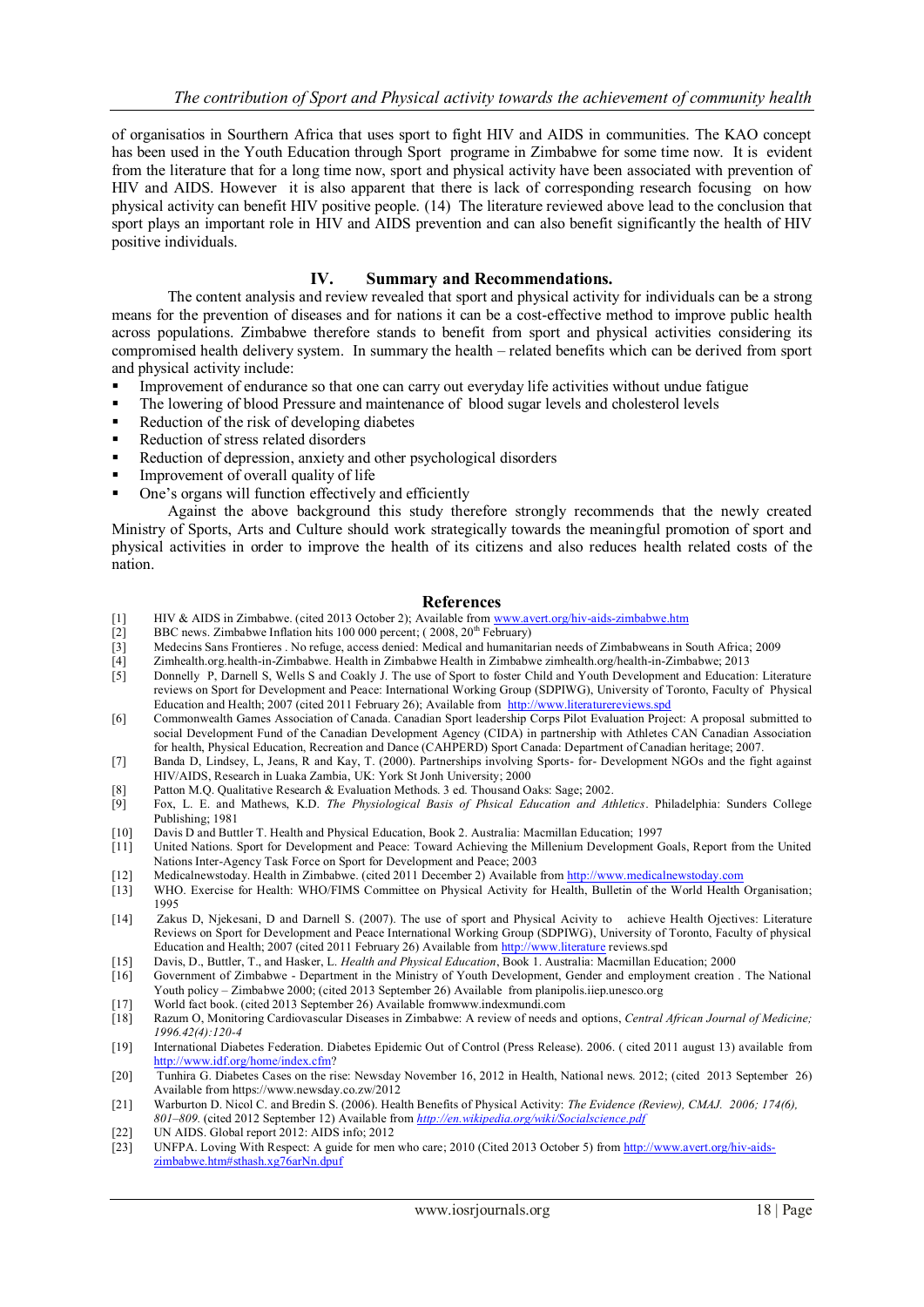of organisatios in Slourthern Africa that uses sport to fight HIV and AIDS in communities. The KAO concept has been used in the Youth Education through Sport programe in Zimbabwe for some time now. It is evident from the literature that for a long time now, sport and physical activity have been associated with prevention of HIV and AIDS. However it is also apparent that there is lack of corresponding research focusing on how physical activity can benefit HIV positive people. (14) The literature reviewed above lead to the conclusion that sport plays an important role in HIV and AIDS prevention and can also benefit significantly the health of HIV positive individuals.

## IV. Summary and Recommendations.

The content analysis and review revealed that sport and physical activity for individuals can be a strong means for the prevention of diseases and for nations it can be a cost-effective method to improve public health across populations. Zimbabwe therefore stands to benefit from sport and physical activities considering its compromised health delivery system. In summary the health – related benefits which can be derived from sport and physical activity include:

- Improvement of endurance so that one can carry out everyday life activities without undue fatigue
- The lowering of blood Pressure and maintenance of blood sugar levels and cholesterol levels
- Reduction of the risk of developing diabetes
- Reduction of stress related disorders
- Reduction of depression, anxiety and other psychological disorders
- Improvement of overall quality of life
- One's organs will function effectively and efficiently

Against the above background this study therefore strongly recommends that the newly created Ministry of Sports, Arts and Culture should work strategically towards the meaningful promotion of sport and physical activities in order to improve the health of its citizens and also reduces health related costs of the nation.

## References

[1] HIV & AIDS in Zimbabwe. (cited 2013 October 2); Available from www.avert.org/hiv-aids-zimbabwe.htm

[2] BBC news. Zimbabwe Inflation hits 100 000 percent; ( 2008, 20th February)

[3] Medecins Sans Frontieres . No refuge, access denied: Medical and humanitarian needs of Zimbabweans in South Africa; 2009

[4] Zimhealth.org.health-in-Zimbabwe. Health in Zimbabwe Health in Zimbabwe zimhealth.org/health-in-Zimbabwe; 2013

[5] Donnelly P, Darnell S, Wells S and Coakly J. The use of Sport to foster Child and Youth Development and Education: Literature reviews on Sport for Development and Peace: International Working Group (SDPIWG), University of Toronto, Faculty of Physical Education and Health; 2007 (cited 2011 February 26); Available from http://www.literaturereviews.spd

[6] Commonwealth Games Association of Canada. Canadian Sport leadership Corps Pilot Evaluation Project: A proposal submitted to social Development Fund of the Canadian Development Agency (CIDA) in partnership with Athletes CAN Canadian Association for health, Physical Education, Recreation and Dance (CAHPERD) Sport Canada: Department of Canadian heritage; 2007.

[7] Banda D, Lindsey, L, Jeans, R and Kay, T. (2000). Partnerships involving Sports- for- Development NGOs and the fight against HIV/AIDS, Research in Luaka Zambia, UK: York St Jonh University; 2000

[8] Patton M.Q. Qualitative Research & Evaluation Methods. 3 ed. Thousand Oaks: Sage; 2002.

[9] Fox, L. E. and Mathews, K.D. *The Physiological Basis of Phsical Education and Athletics*. Philadelphia: Sunders College Publishing; 1981

[10] Davis D and Buttler T. Health and Physical Education, Book 2. Australia: Macmillan Education; 1997

[11] United Nations. Sport for Development and Peace: Toward Achieving the Millenium Development Goals, Report from the United Nations Inter-Agency Task Force on Sport for Development and Peace; 2003

[12] Medicalnewstoday. Health in Zimbabwe. (cited 2011 December 2) Available from http://www.medicalnewstoday.com

[13] WHO. Exercise for Health: WHO/FIMS Committee on Physical Activity for Health, Bulletin of the World Health Organisation; 1995

[14] Zakus D, Njekesani, D and Darnell S. (2007). The use of sport and Physical Acivity to achieve Health Ojectives: Literature Reviews on Sport for Development and Peace International Working Group (SDPIWG), University of Toronto, Faculty of physical Education and Health; 2007 (cited 2011 February 26) Available from http://www.literature reviews.spd

[15] Davis, D., Buttler, T., and Hasker, L. *Health and Physical Education*, Book 1. Australia: Macmillan Education; 2000

[16] Government of Zimbabwe - Department in the Ministry of Youth Development, Gender and employment creation . The National Youth policy – Zimbabwe 2000; (cited 2013 September 26) Available from planipolis.iiep.unesco.org

[17] World fact book. (cited 2013 September 26) Available fromwww.indexmundi.com

[18] Razum O, Monitoring Cardiovascular Diseases in Zimbabwe: A review of needs and options, *Central African Journal of Medicine; 1996.42(4):120-4*

[19] International Diabetes Federation. Diabetes Epidemic Out of Control (Press Release). 2006. ( cited 2011 august 13) available from http://www.idf.org/home/index.cfm?

[20] Tunhira G. Diabetes Cases on the rise: Newsday November 16, 2012 in Health, National news. 2012; (cited 2013 September 26) Available from https://www.newsday.co.zw/2012

[21] Warburton D. Nicol C. and Bredin S. (2006). Health Benefits of Physical Activity: *The Evidence (Review), CMAJ. 2006; 174(6), 801–809.* (cited 2012 September 12) Available from *http://en.wikipedia.org/wiki/Socialscience.pdf*

[22] UN AIDS. Global report 2012: AIDS info; 2012

[23] UNFPA. Loving With Respect: A guide for men who care; 2010 (Cited 2013 October 5) from http://www.avert.org/hiv-aids-zimbabwe.htm#sthash.xg76arNn.dpuf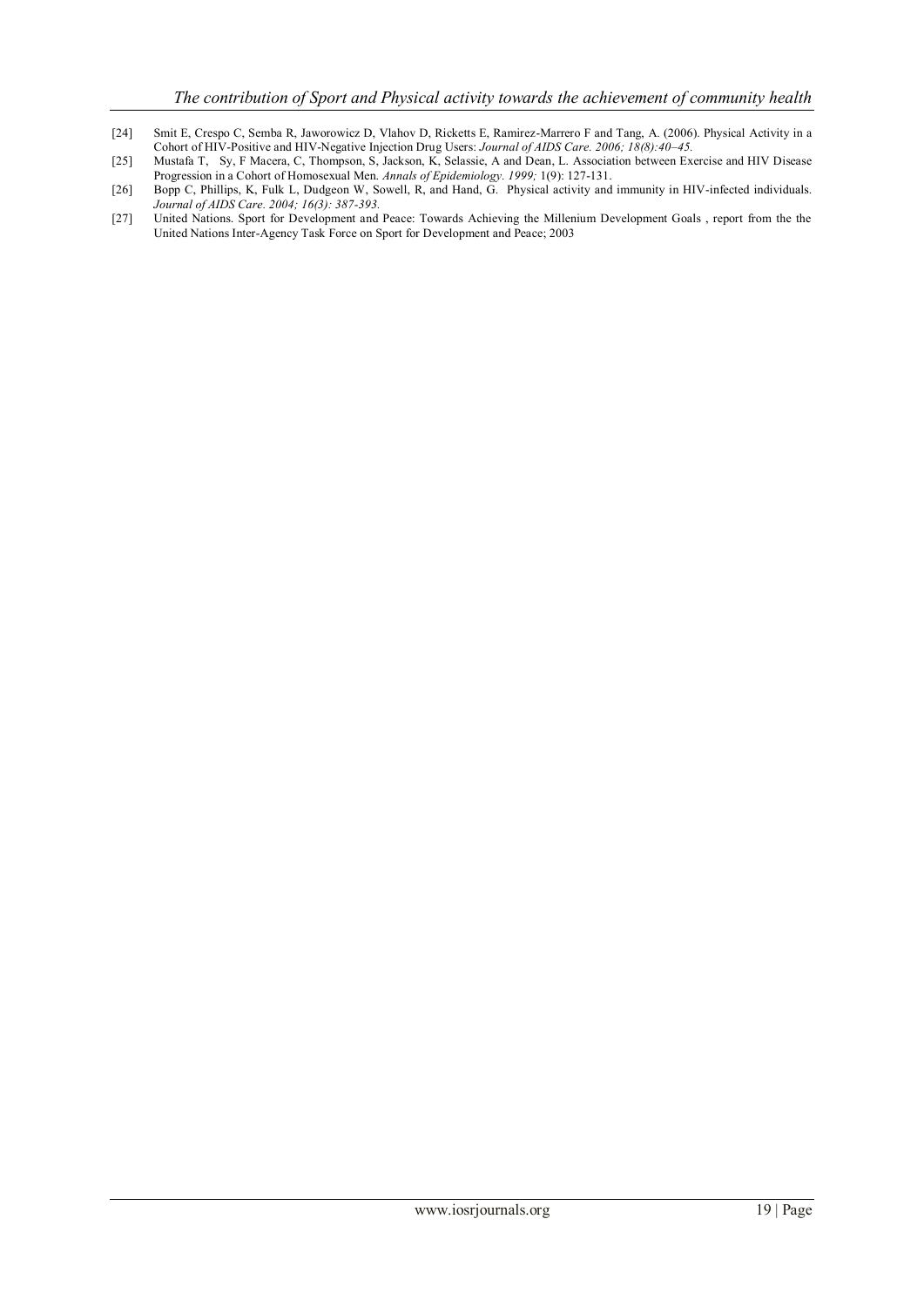[24] Smit E, Crespo C, Semba R, Jaworowicz D, Vlahov D, Ricketts E, Ramirez-Marrero F and Tang, A. (2006). Physical Activity in a Cohort of HIV-Positive and HIV-Negative Injection Drug Users: *Journal of AIDS Care. 2006; 18(8):40–45.*

[25] Mustafa T, Sy, F Macera, C, Thompson, S, Jackson, K, Selassie, A and Dean, L. Association between Exercise and HIV Disease Progression in a Cohort of Homosexual Men. *Annals of Epidemiology. 1999;* 1(9): 127-131.

[26] Bopp C, Phillips, K, Fulk L, Dudgeon W, Sowell, R, and Hand, G. Physical activity and immunity in HIV-infected individuals. *Journal of AIDS Care. 2004; 16(3): 387-393.*

[27] United Nations. Sport for Development and Peace: Towards Achieving the Millenium Development Goals , report from the the United Nations Inter-Agency Task Force on Sport for Development and Peace; 2003